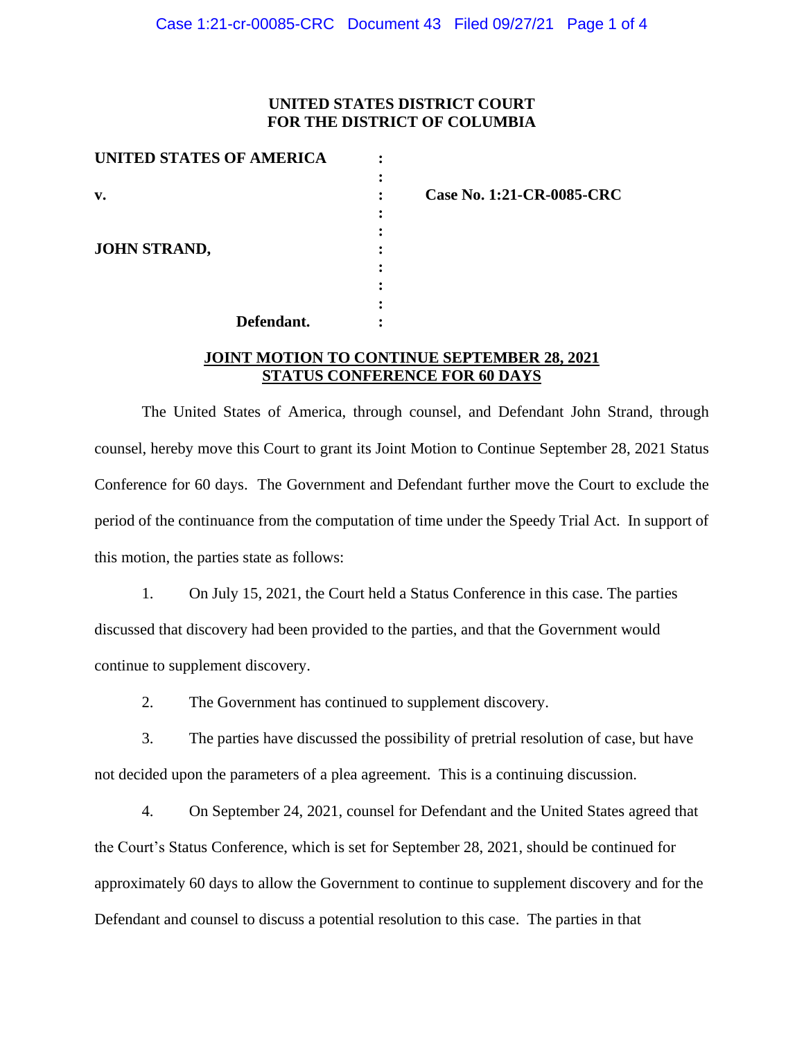**UNITED STATES DISTRICT COURT**
**FOR THE DISTRICT OF COLUMBIA**

| | | |
|---|---|---|
| **UNITED STATES OF AMERICA** | : | |
| | : | |
| **v.** | : | **Case No. 1:21-CR-0085-CRC** |
| | : | |
| | : | |
| **JOHN STRAND,** | : | |
| | : | |
| | : | |
| | : | |
| **Defendant.** | : | |

**<u>JOINT MOTION TO CONTINUE SEPTEMBER 28, 2021 STATUS CONFERENCE FOR 60 DAYS</u>**

The United States of America, through counsel, and Defendant John Strand, through counsel, hereby move this Court to grant its Joint Motion to Continue September 28, 2021 Status Conference for 60 days. The Government and Defendant further move the Court to exclude the period of the continuance from the computation of time under the Speedy Trial Act. In support of this motion, the parties state as follows:

1. On July 15, 2021, the Court held a Status Conference in this case. The parties discussed that discovery had been provided to the parties, and that the Government would continue to supplement discovery.

2. The Government has continued to supplement discovery.

3. The parties have discussed the possibility of pretrial resolution of case, but have not decided upon the parameters of a plea agreement. This is a continuing discussion.

4. On September 24, 2021, counsel for Defendant and the United States agreed that the Court's Status Conference, which is set for September 28, 2021, should be continued for approximately 60 days to allow the Government to continue to supplement discovery and for the Defendant and counsel to discuss a potential resolution to this case. The parties in that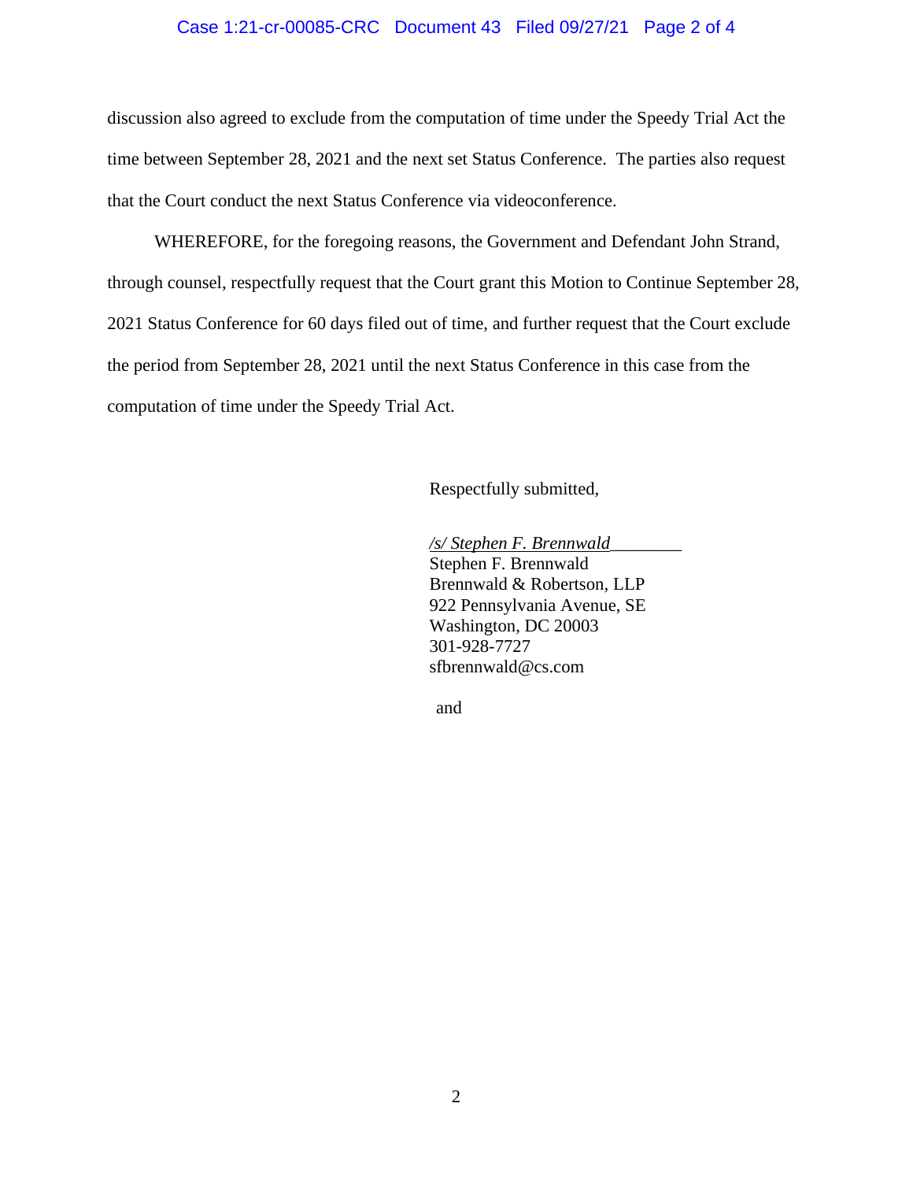discussion also agreed to exclude from the computation of time under the Speedy Trial Act the time between September 28, 2021 and the next set Status Conference. The parties also request that the Court conduct the next Status Conference via videoconference.

WHEREFORE, for the foregoing reasons, the Government and Defendant John Strand, through counsel, respectfully request that the Court grant this Motion to Continue September 28, 2021 Status Conference for 60 days filed out of time, and further request that the Court exclude the period from September 28, 2021 until the next Status Conference in this case from the computation of time under the Speedy Trial Act.

Respectfully submitted,

*/s/ Stephen F. Brennwald*________
Stephen F. Brennwald
Brennwald & Robertson, LLP
922 Pennsylvania Avenue, SE
Washington, DC 20003
301-928-7727
sfbrennwald@cs.com

and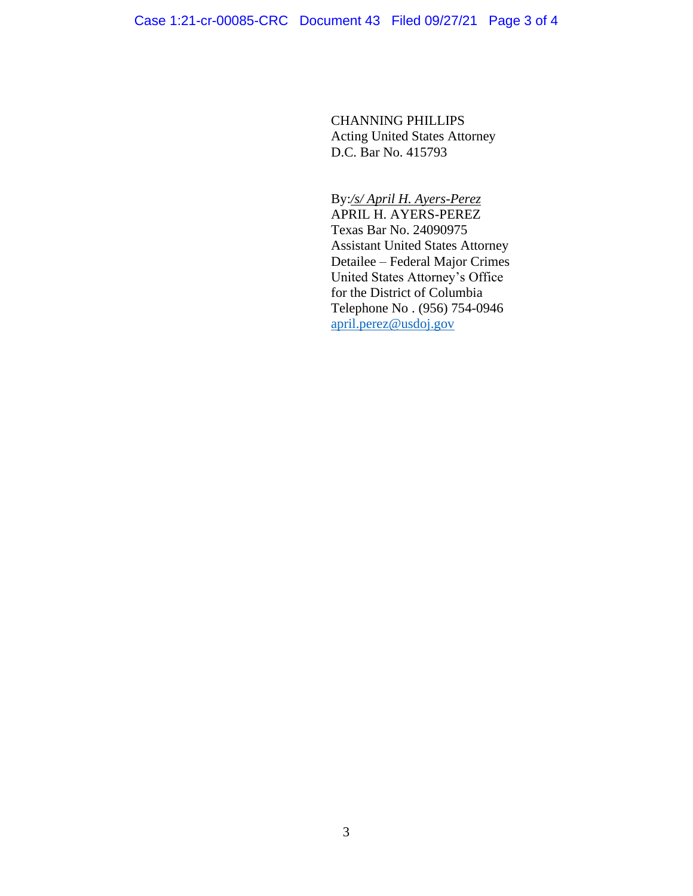CHANNING PHILLIPS
Acting United States Attorney
D.C. Bar No. 415793

By:*/s/ April H. Ayers-Perez*
APRIL H. AYERS-PEREZ
Texas Bar No. 24090975
Assistant United States Attorney
Detailee – Federal Major Crimes
United States Attorney's Office
for the District of Columbia
Telephone No . (956) 754-0946
april.perez@usdoj.gov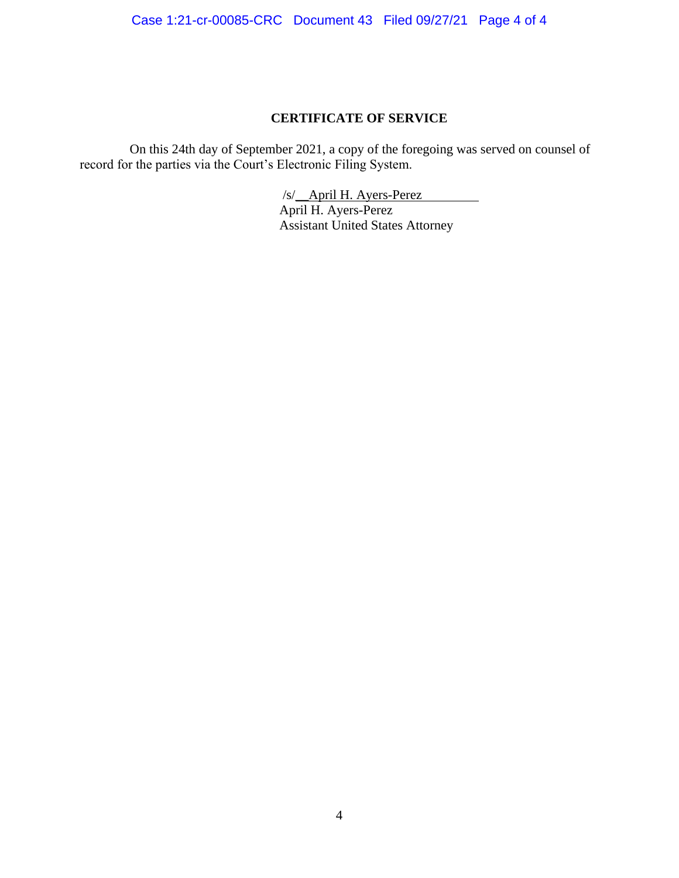## CERTIFICATE OF SERVICE

On this 24th day of September 2021, a copy of the foregoing was served on counsel of record for the parties via the Court's Electronic Filing System.

/s/ April H. Ayers-Perez  
April H. Ayers-Perez  
Assistant United States Attorney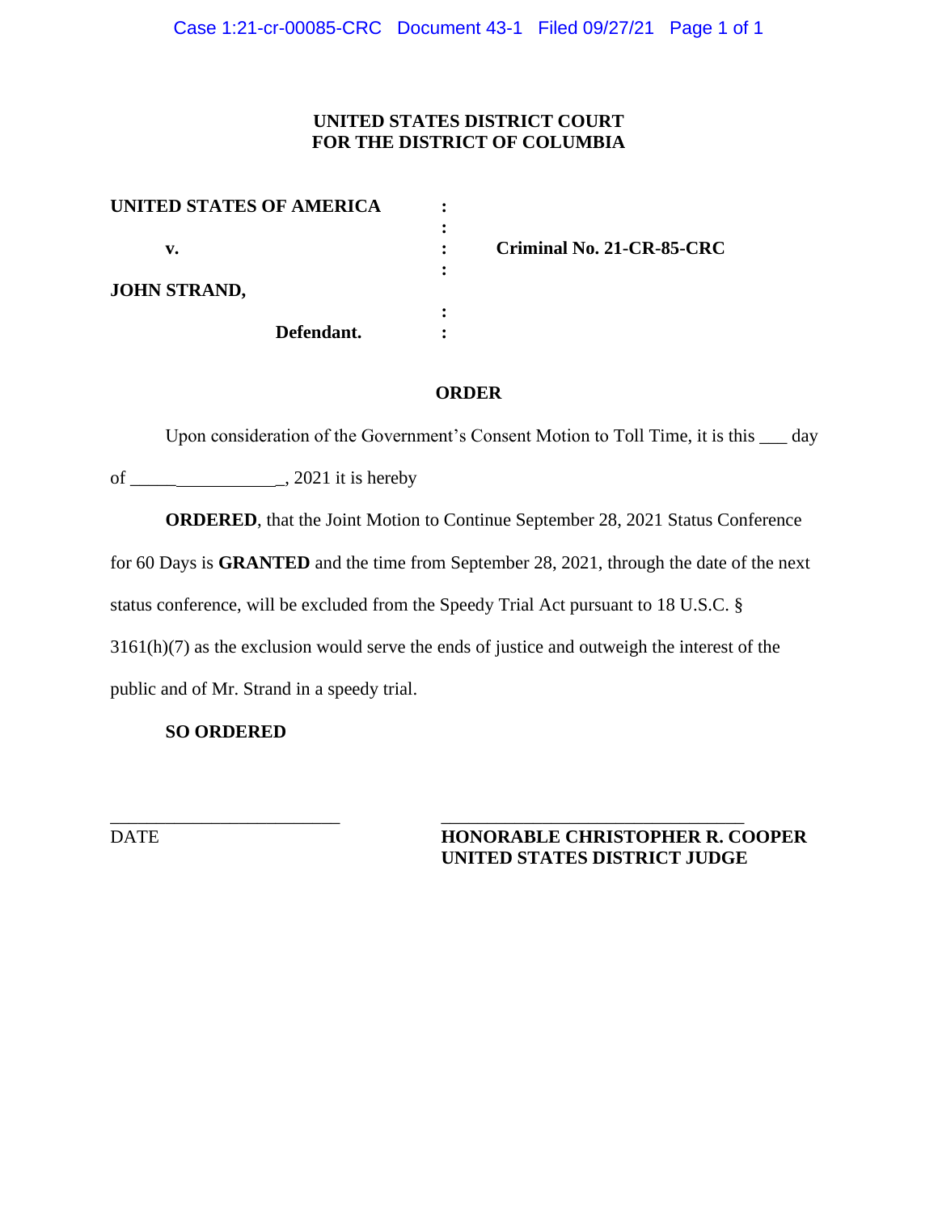**UNITED STATES DISTRICT COURT**
**FOR THE DISTRICT OF COLUMBIA**

| | | |
|---|---|---|
| **UNITED STATES OF AMERICA** | : | |
| | : | |
| **v.** | : | **Criminal No. 21-CR-85-CRC** |
| | : | |
| **JOHN STRAND,** | | |
| | : | |
| **Defendant.** | : | |

**ORDER**

Upon consideration of the Government's Consent Motion to Toll Time, it is this ___ day of _________________, 2021 it is hereby

**ORDERED**, that the Joint Motion to Continue September 28, 2021 Status Conference for 60 Days is **GRANTED** and the time from September 28, 2021, through the date of the next status conference, will be excluded from the Speedy Trial Act pursuant to 18 U.S.C. § 3161(h)(7) as the exclusion would serve the ends of justice and outweigh the interest of the public and of Mr. Strand in a speedy trial.

**SO ORDERED**

_________________________
DATE

_________________________________
**HONORABLE CHRISTOPHER R. COOPER**
**UNITED STATES DISTRICT JUDGE**